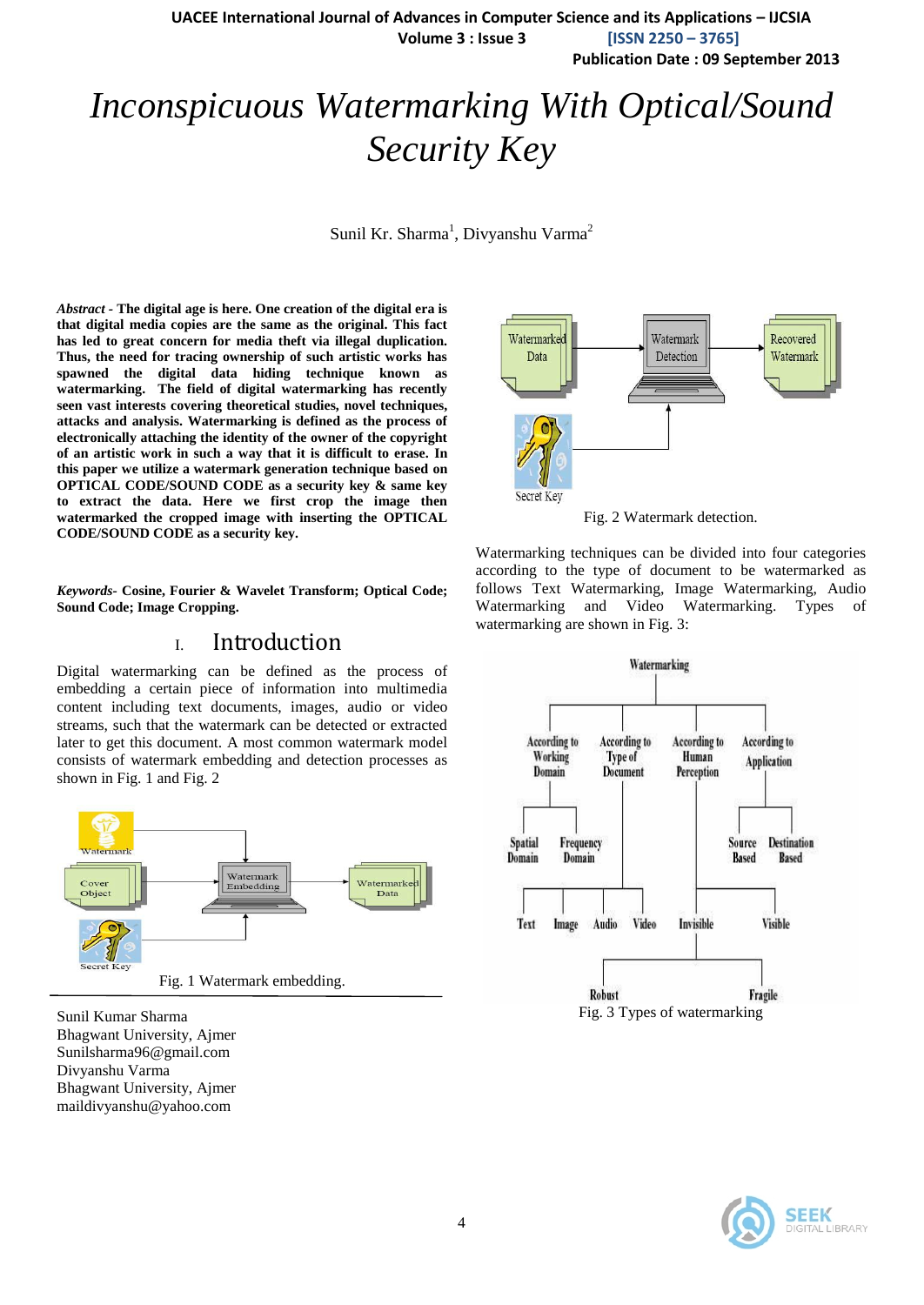# Inconspicuous Watermarking With Optical/Sound Security Key

Sunil Kr. Sharma[1], Divyanshu Varma[2]

***Abstract*** **- The digital age is here. One creation of the digital era is that digital media copies are the same as the original. This fact has led to great concern for media theft via illegal duplication. Thus, the need for tracing ownership of such artistic works has spawned the digital data hiding technique known as watermarking. The field of digital watermarking has recently seen vast interests covering theoretical studies, novel techniques, attacks and analysis. Watermarking is defined as the process of electronically attaching the identity of the owner of the copyright of an artistic work in such a way that it is difficult to erase. In this paper we utilize a watermark generation technique based on OPTICAL CODE/SOUND CODE as a security key & same key to extract the data. Here we first crop the image then watermarked the cropped image with inserting the OPTICAL CODE/SOUND CODE as a security key.**

***Keywords-*** **Cosine, Fourier & Wavelet Transform; Optical Code; Sound Code; Image Cropping.**

## I. Introduction

Digital watermarking can be defined as the process of embedding a certain piece of information into multimedia content including text documents, images, audio or video streams, such that the watermark can be detected or extracted later to get this document. A most common watermark model consists of watermark embedding and detection processes as shown in Fig. 1 and Fig. 2

Fig. 1 Watermark embedding.

Sunil Kumar Sharma
Bhagwant University, Ajmer
Sunilsharma96@gmail.com
Divyanshu Varma
Bhagwant University, Ajmer
maildivyanshu@yahoo.com

Fig. 2 Watermark detection.

Watermarking techniques can be divided into four categories according to the type of document to be watermarked as follows Text Watermarking, Image Watermarking, Audio Watermarking and Video Watermarking. Types of watermarking are shown in Fig. 3:

Fig. 3 Types of watermarking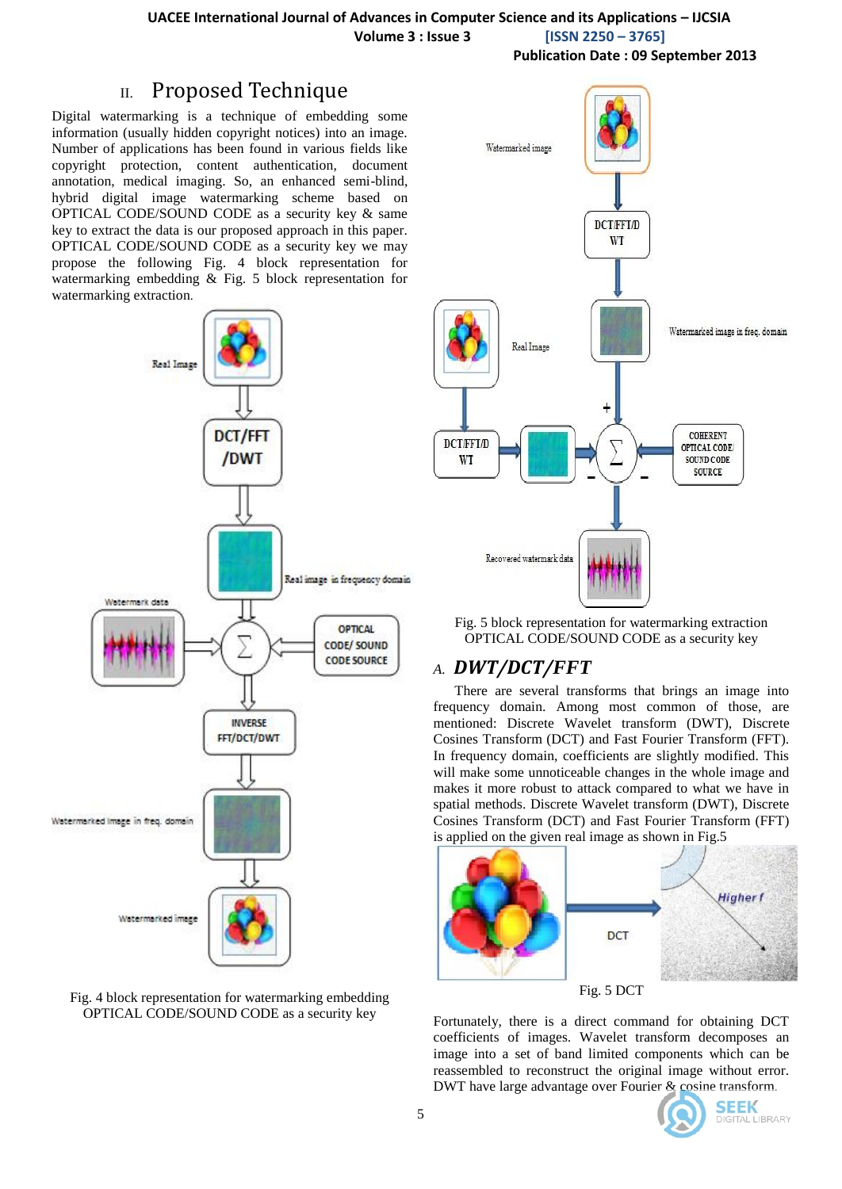## II. Proposed Technique

Digital watermarking is a technique of embedding some information (usually hidden copyright notices) into an image. Number of applications has been found in various fields like copyright protection, content authentication, document annotation, medical imaging. So, an enhanced semi-blind, hybrid digital image watermarking scheme based on OPTICAL CODE/SOUND CODE as a security key & same key to extract the data is our proposed approach in this paper. OPTICAL CODE/SOUND CODE as a security key we may propose the following Fig. 4 block representation for watermarking embedding & Fig. 5 block representation for watermarking extraction.

Fig. 4 block representation for watermarking embedding OPTICAL CODE/SOUND CODE as a security key

Fig. 5 block representation for watermarking extraction OPTICAL CODE/SOUND CODE as a security key

### A. *DWT/DCT/FFT*

There are several transforms that brings an image into frequency domain. Among most common of those, are mentioned: Discrete Wavelet transform (DWT), Discrete Cosines Transform (DCT) and Fast Fourier Transform (FFT). In frequency domain, coefficients are slightly modified. This will make some unnoticeable changes in the whole image and makes it more robust to attack compared to what we have in spatial methods. Discrete Wavelet transform (DWT), Discrete Cosines Transform (DCT) and Fast Fourier Transform (FFT) is applied on the given real image as shown in Fig.5

Fig. 5 DCT

Fortunately, there is a direct command for obtaining DCT coefficients of images. Wavelet transform decomposes an image into a set of band limited components which can be reassembled to reconstruct the original image without error. DWT have large advantage over Fourier & cosine transform.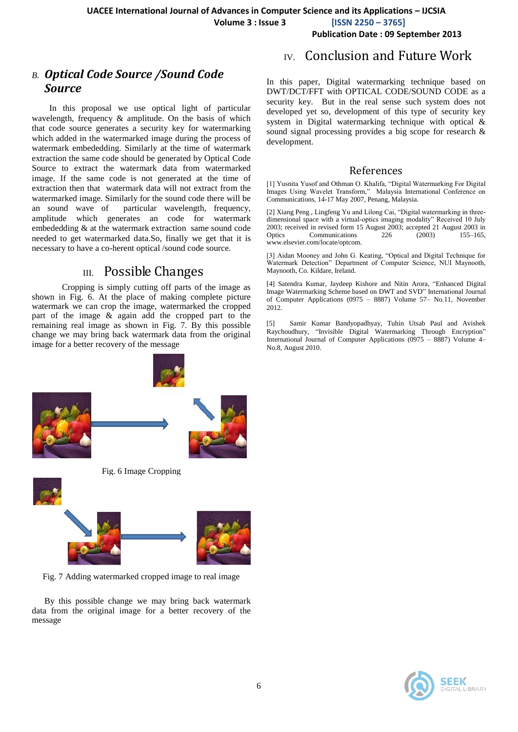### B. *Optical Code Source /Sound Code Source*

In this proposal we use optical light of particular wavelength, frequency & amplitude. On the basis of which that code source generates a security key for watermarking which added in the watermarked image during the process of watermark embededding. Similarly at the time of watermark extraction the same code should be generated by Optical Code Source to extract the watermark data from watermarked image. If the same code is not generated at the time of extraction then that watermark data will not extract from the watermarked image. Similarly for the sound code there will be an sound wave of particular wavelength, frequency, amplitude which generates an code for watermark embededding & at the watermark extraction same sound code needed to get watermarked data.So, finally we get that it is necessary to have a co-herent optical /sound code source.

## III. Possible Changes

Cropping is simply cutting off parts of the image as shown in Fig. 6. At the place of making complete picture watermark we can crop the image, watermarked the cropped part of the image & again add the cropped part to the remaining real image as shown in Fig. 7. By this possible change we may bring back watermark data from the original image for a better recovery of the message

Fig. 6 Image Cropping

Fig. 7 Adding watermarked cropped image to real image

By this possible change we may bring back watermark data from the original image for a better recovery of the message

## IV. Conclusion and Future Work

In this paper, Digital watermarking technique based on DWT/DCT/FFT with OPTICAL CODE/SOUND CODE as a security key. But in the real sense such system does not developed yet so, development of this type of security key system in Digital watermarking technique with optical & sound signal processing provides a big scope for research & development.

## References

[1] Yusnita Yusof and Othman O. Khalifa, "Digital Watermarking For Digital Images Using Wavelet Transform," Malaysia International Conference on Communications, 14-17 May 2007, Penang, Malaysia.

[2] Xiang Peng , Lingfeng Yu and Lilong Cai, "Digital watermarking in three-dimensional space with a virtual-optics imaging modality" Received 10 July 2003; received in revised form 15 August 2003; accepted 21 August 2003 in Optics Communications 226 (2003) 155–165, www.elsevier.com/locate/optcom.

[3] Aidan Mooney and John G. Keating, "Optical and Digital Technique for Watermark Detection" Department of Computer Science, NUI Maynooth, Maynooth, Co. Kildare, Ireland.

[4] Satendra Kumar, Jaydeep Kishore and Nitin Arora, "Enhanced Digital Image Watermarking Scheme based on DWT and SVD" International Journal of Computer Applications (0975 – 8887) Volume 57– No.11, November 2012.

[5] Samir Kumar Bandyopadhyay, Tuhin Utsab Paul and Avishek Raychoudhury, "Invisible Digital Watermarking Through Encryption" International Journal of Computer Applications (0975 – 8887) Volume 4– No.8, August 2010.